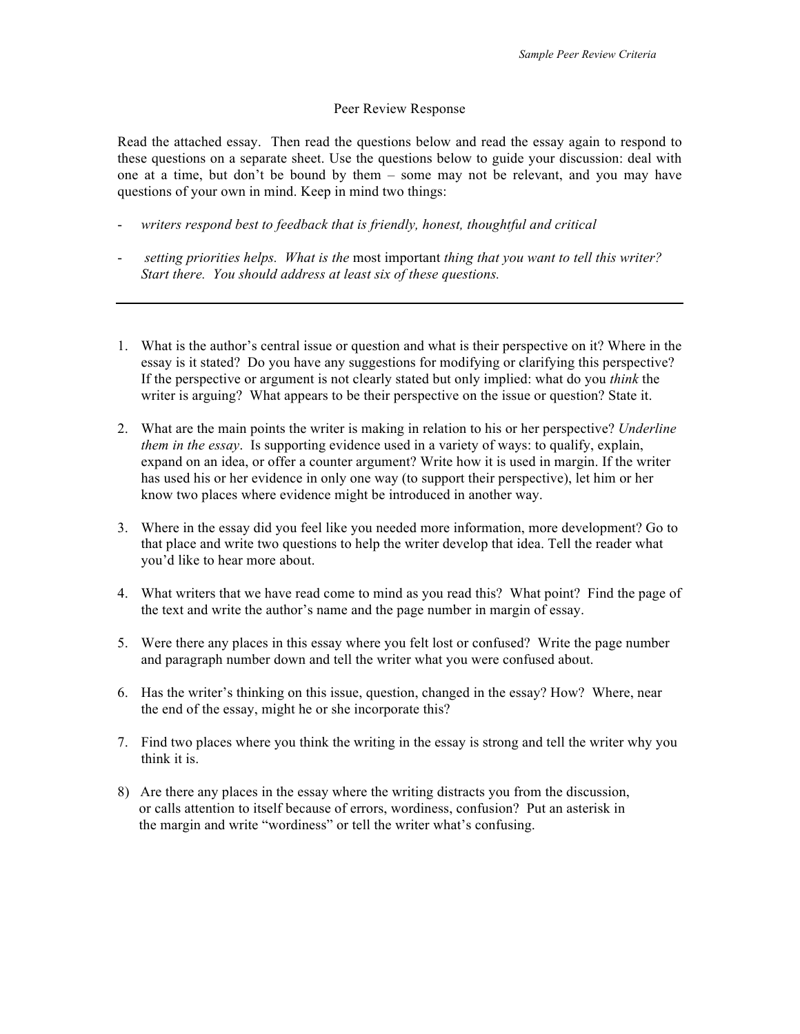## Peer Review Response

Read the attached essay. Then read the questions below and read the essay again to respond to these questions on a separate sheet. Use the questions below to guide your discussion: deal with one at a time, but don't be bound by them – some may not be relevant, and you may have questions of your own in mind. Keep in mind two things:

- *writers respond best to feedback that is friendly, honest, thoughtful and critical*
- *setting priorities helps. What is the* most important *thing that you want to tell this writer? Start there. You should address at least six of these questions.*

---

1. What is the author's central issue or question and what is their perspective on it? Where in the essay is it stated? Do you have any suggestions for modifying or clarifying this perspective? If the perspective or argument is not clearly stated but only implied: what do you *think* the writer is arguing? What appears to be their perspective on the issue or question? State it.
2. What are the main points the writer is making in relation to his or her perspective? *Underline them in the essay*. Is supporting evidence used in a variety of ways: to qualify, explain, expand on an idea, or offer a counter argument? Write how it is used in margin. If the writer has used his or her evidence in only one way (to support their perspective), let him or her know two places where evidence might be introduced in another way.
3. Where in the essay did you feel like you needed more information, more development? Go to that place and write two questions to help the writer develop that idea. Tell the reader what you'd like to hear more about.
4. What writers that we have read come to mind as you read this? What point? Find the page of the text and write the author's name and the page number in margin of essay.
5. Were there any places in this essay where you felt lost or confused? Write the page number and paragraph number down and tell the writer what you were confused about.
6. Has the writer's thinking on this issue, question, changed in the essay? How? Where, near the end of the essay, might he or she incorporate this?
7. Find two places where you think the writing in the essay is strong and tell the writer why you think it is.
8) Are there any places in the essay where the writing distracts you from the discussion, or calls attention to itself because of errors, wordiness, confusion? Put an asterisk in the margin and write "wordiness" or tell the writer what's confusing.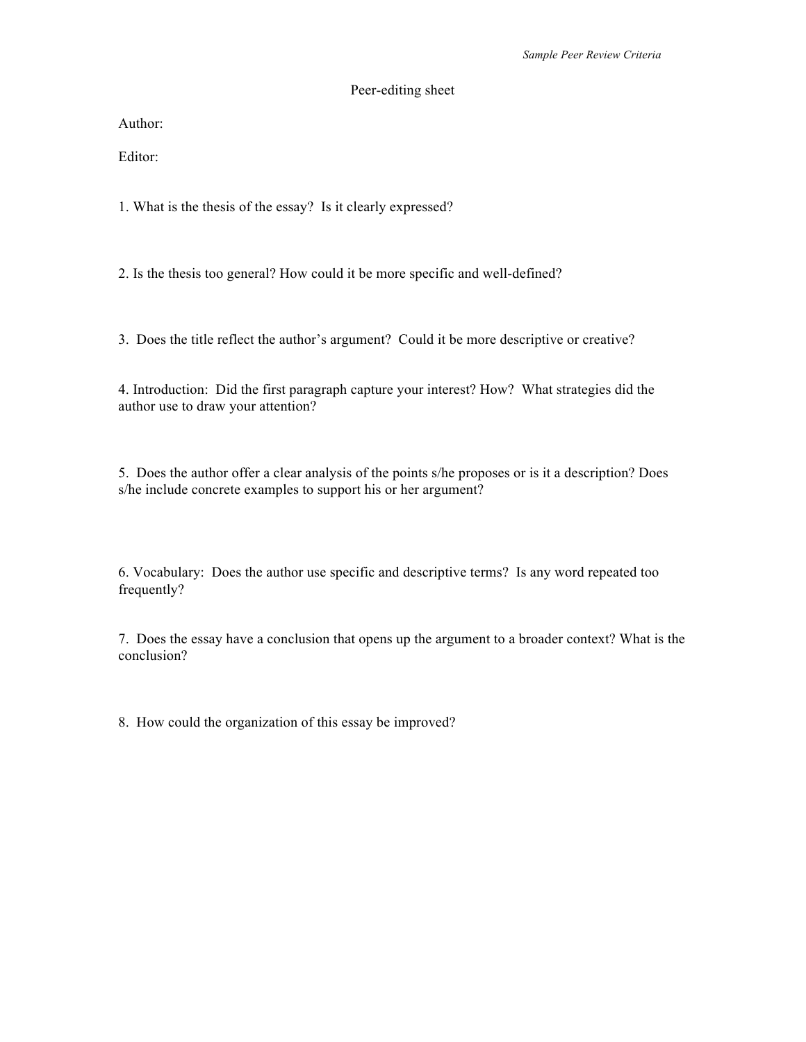*Sample Peer Review Criteria*

# Peer-editing sheet

Author:

Editor:

1. What is the thesis of the essay? Is it clearly expressed?

2. Is the thesis too general? How could it be more specific and well-defined?

3. Does the title reflect the author's argument? Could it be more descriptive or creative?

4. Introduction: Did the first paragraph capture your interest? How? What strategies did the author use to draw your attention?

5. Does the author offer a clear analysis of the points s/he proposes or is it a description? Does s/he include concrete examples to support his or her argument?

6. Vocabulary: Does the author use specific and descriptive terms? Is any word repeated too frequently?

7. Does the essay have a conclusion that opens up the argument to a broader context? What is the conclusion?

8. How could the organization of this essay be improved?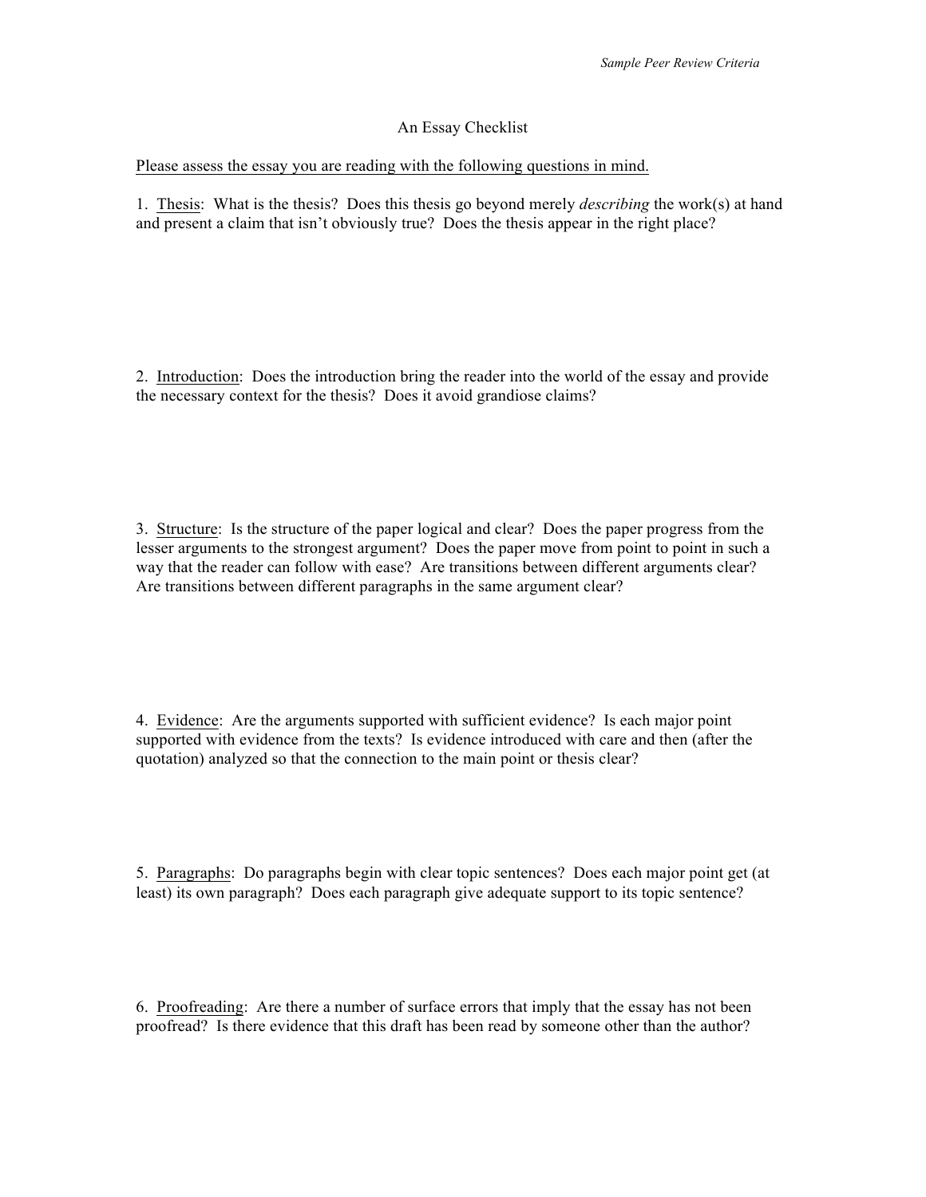*Sample Peer Review Criteria*

# An Essay Checklist

Please assess the essay you are reading with the following questions in mind.

1. Thesis: What is the thesis? Does this thesis go beyond merely *describing* the work(s) at hand and present a claim that isn't obviously true? Does the thesis appear in the right place?

2. Introduction: Does the introduction bring the reader into the world of the essay and provide the necessary context for the thesis? Does it avoid grandiose claims?

3. Structure: Is the structure of the paper logical and clear? Does the paper progress from the lesser arguments to the strongest argument? Does the paper move from point to point in such a way that the reader can follow with ease? Are transitions between different arguments clear? Are transitions between different paragraphs in the same argument clear?

4. Evidence: Are the arguments supported with sufficient evidence? Is each major point supported with evidence from the texts? Is evidence introduced with care and then (after the quotation) analyzed so that the connection to the main point or thesis clear?

5. Paragraphs: Do paragraphs begin with clear topic sentences? Does each major point get (at least) its own paragraph? Does each paragraph give adequate support to its topic sentence?

6. Proofreading: Are there a number of surface errors that imply that the essay has not been proofread? Is there evidence that this draft has been read by someone other than the author?